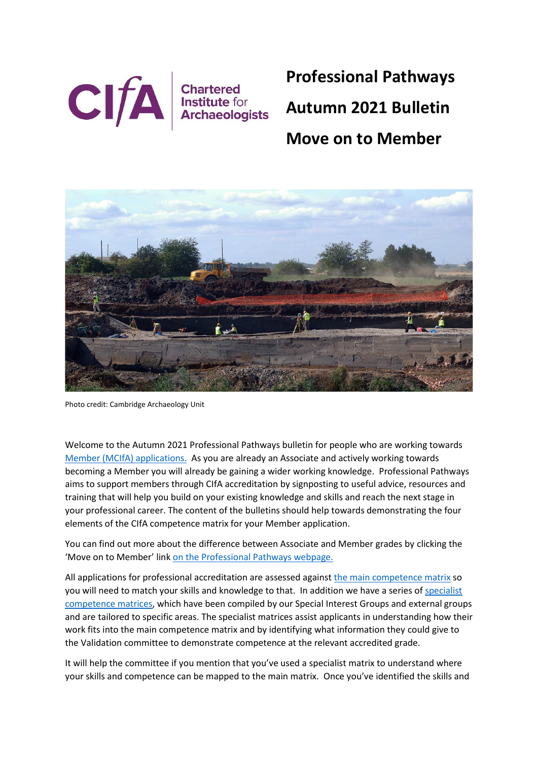# Professional Pathways Autumn 2021 Bulletin Move on to Member

Photo credit: Cambridge Archaeology Unit

Welcome to the Autumn 2021 Professional Pathways bulletin for people who are working towards Member (MCIfA) applications. As you are already an Associate and actively working towards becoming a Member you will already be gaining a wider working knowledge. Professional Pathways aims to support members through CIfA accreditation by signposting to useful advice, resources and training that will help you build on your existing knowledge and skills and reach the next stage in your professional career. The content of the bulletins should help towards demonstrating the four elements of the CIfA competence matrix for your Member application.

You can find out more about the difference between Associate and Member grades by clicking the 'Move on to Member' link on the Professional Pathways webpage.

All applications for professional accreditation are assessed against the main competence matrix so you will need to match your skills and knowledge to that. In addition we have a series of specialist competence matrices, which have been compiled by our Special Interest Groups and external groups and are tailored to specific areas. The specialist matrices assist applicants in understanding how their work fits into the main competence matrix and by identifying what information they could give to the Validation committee to demonstrate competence at the relevant accredited grade.

It will help the committee if you mention that you've used a specialist matrix to understand where your skills and competence can be mapped to the main matrix. Once you've identified the skills and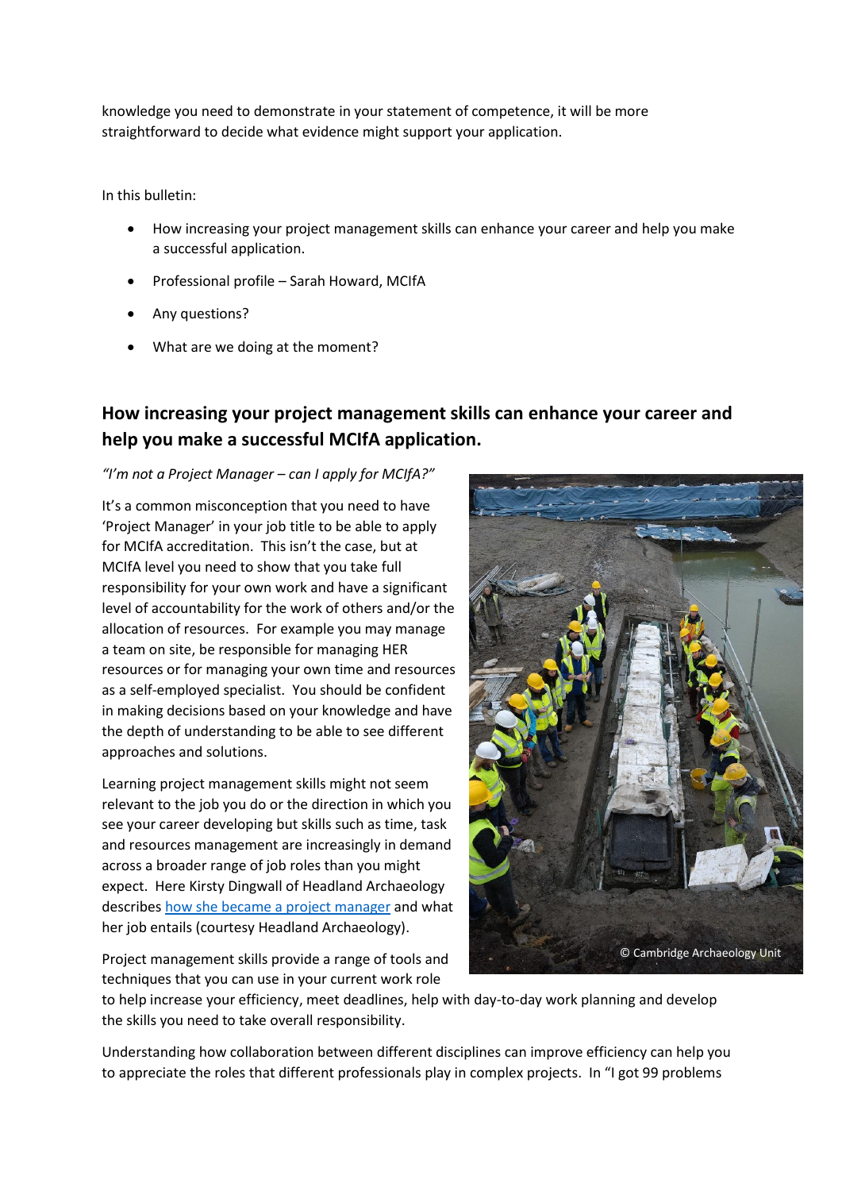knowledge you need to demonstrate in your statement of competence, it will be more straightforward to decide what evidence might support your application.

In this bulletin:

- How increasing your project management skills can enhance your career and help you make a successful application.
- Professional profile – Sarah Howard, MCIfA
- Any questions?
- What are we doing at the moment?

## How increasing your project management skills can enhance your career and help you make a successful MCIfA application.

*"I'm not a Project Manager – can I apply for MCIfA?"*

It's a common misconception that you need to have 'Project Manager' in your job title to be able to apply for MCIfA accreditation. This isn't the case, but at MCIfA level you need to show that you take full responsibility for your own work and have a significant level of accountability for the work of others and/or the allocation of resources. For example you may manage a team on site, be responsible for managing HER resources or for managing your own time and resources as a self-employed specialist. You should be confident in making decisions based on your knowledge and have the depth of understanding to be able to see different approaches and solutions.

Learning project management skills might not seem relevant to the job you do or the direction in which you see your career developing but skills such as time, task and resources management are increasingly in demand across a broader range of job roles than you might expect. Here Kirsty Dingwall of Headland Archaeology describes [how she became a project manager](how she became a project manager) and what her job entails (courtesy Headland Archaeology).

© Cambridge Archaeology Unit

Project management skills provide a range of tools and techniques that you can use in your current work role to help increase your efficiency, meet deadlines, help with day-to-day work planning and develop the skills you need to take overall responsibility.

Understanding how collaboration between different disciplines can improve efficiency can help you to appreciate the roles that different professionals play in complex projects. In "I got 99 problems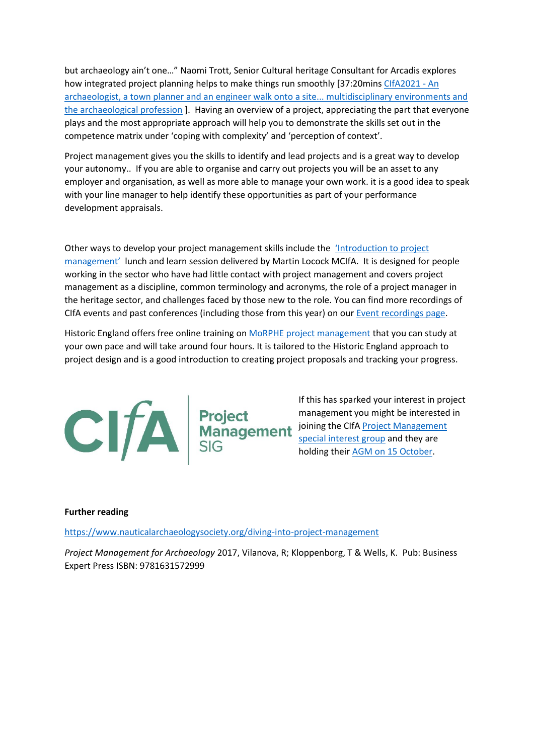but archaeology ain't one…" Naomi Trott, Senior Cultural heritage Consultant for Arcadis explores how integrated project planning helps to make things run smoothly [37:20mins CIfA2021 - An archaeologist, a town planner and an engineer walk onto a site... multidisciplinary environments and the archaeological profession ]. Having an overview of a project, appreciating the part that everyone plays and the most appropriate approach will help you to demonstrate the skills set out in the competence matrix under 'coping with complexity' and 'perception of context'.

Project management gives you the skills to identify and lead projects and is a great way to develop your autonomy.. If you are able to organise and carry out projects you will be an asset to any employer and organisation, as well as more able to manage your own work. it is a good idea to speak with your line manager to help identify these opportunities as part of your performance development appraisals.

Other ways to develop your project management skills include the 'Introduction to project management' lunch and learn session delivered by Martin Locock MCIfA. It is designed for people working in the sector who have had little contact with project management and covers project management as a discipline, common terminology and acronyms, the role of a project manager in the heritage sector, and challenges faced by those new to the role. You can find more recordings of CIfA events and past conferences (including those from this year) on our Event recordings page.

Historic England offers free online training on MoRPHE project management that you can study at your own pace and will take around four hours. It is tailored to the Historic England approach to project design and is a good introduction to creating project proposals and tracking your progress.

CIfA Project Management SIG

If this has sparked your interest in project management you might be interested in joining the CIfA Project Management special interest group and they are holding their AGM on 15 October.

**Further reading**

https://www.nauticalarchaeologysociety.org/diving-into-project-management

*Project Management for Archaeology* 2017, Vilanova, R; Kloppenborg, T & Wells, K. Pub: Business Expert Press ISBN: 9781631572999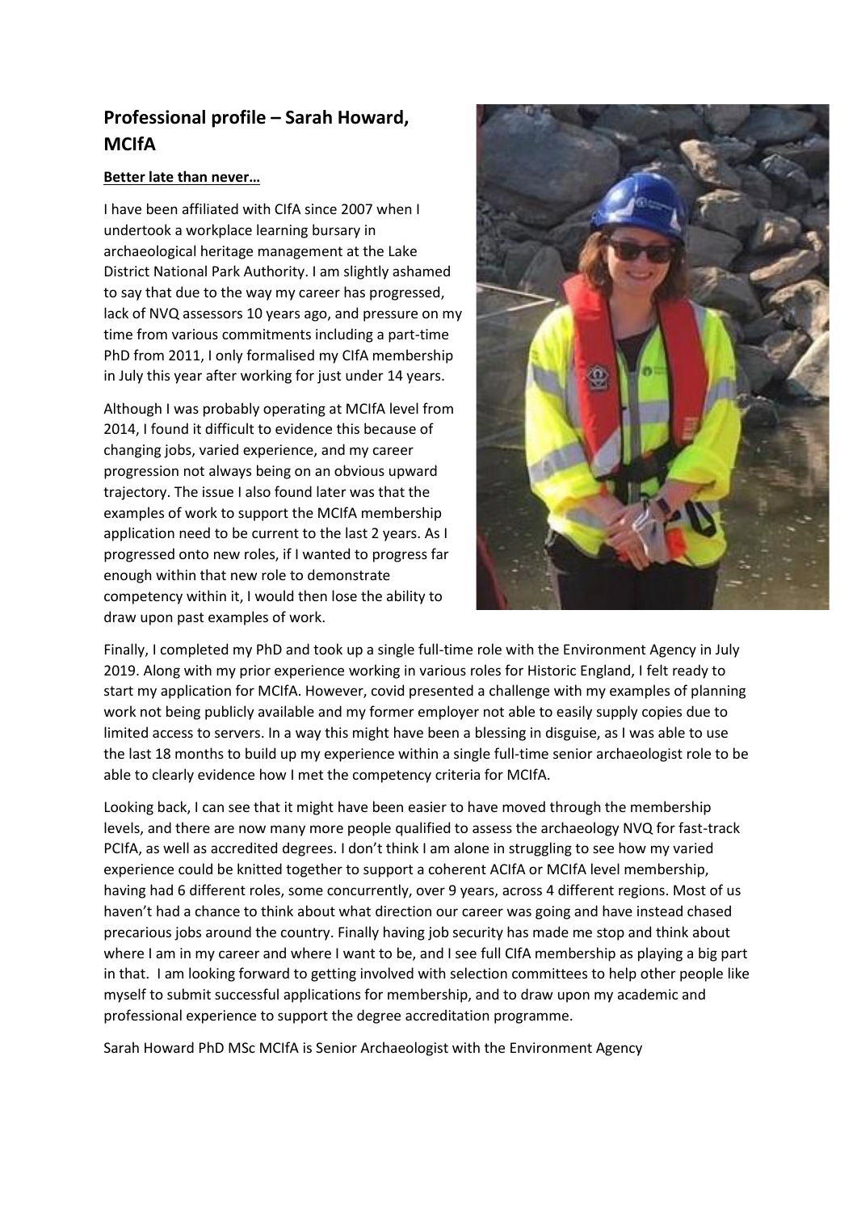## Professional profile – Sarah Howard, MCIfA

**Better late than never…**

I have been affiliated with CIfA since 2007 when I undertook a workplace learning bursary in archaeological heritage management at the Lake District National Park Authority. I am slightly ashamed to say that due to the way my career has progressed, lack of NVQ assessors 10 years ago, and pressure on my time from various commitments including a part-time PhD from 2011, I only formalised my CIfA membership in July this year after working for just under 14 years.

Although I was probably operating at MCIfA level from 2014, I found it difficult to evidence this because of changing jobs, varied experience, and my career progression not always being on an obvious upward trajectory. The issue I also found later was that the examples of work to support the MCIfA membership application need to be current to the last 2 years. As I progressed onto new roles, if I wanted to progress far enough within that new role to demonstrate competency within it, I would then lose the ability to draw upon past examples of work.

Finally, I completed my PhD and took up a single full-time role with the Environment Agency in July 2019. Along with my prior experience working in various roles for Historic England, I felt ready to start my application for MCIfA. However, covid presented a challenge with my examples of planning work not being publicly available and my former employer not able to easily supply copies due to limited access to servers. In a way this might have been a blessing in disguise, as I was able to use the last 18 months to build up my experience within a single full-time senior archaeologist role to be able to clearly evidence how I met the competency criteria for MCIfA.

Looking back, I can see that it might have been easier to have moved through the membership levels, and there are now many more people qualified to assess the archaeology NVQ for fast-track PCIfA, as well as accredited degrees. I don't think I am alone in struggling to see how my varied experience could be knitted together to support a coherent ACIfA or MCIfA level membership, having had 6 different roles, some concurrently, over 9 years, across 4 different regions. Most of us haven't had a chance to think about what direction our career was going and have instead chased precarious jobs around the country. Finally having job security has made me stop and think about where I am in my career and where I want to be, and I see full CIfA membership as playing a big part in that. I am looking forward to getting involved with selection committees to help other people like myself to submit successful applications for membership, and to draw upon my academic and professional experience to support the degree accreditation programme.

Sarah Howard PhD MSc MCIfA is Senior Archaeologist with the Environment Agency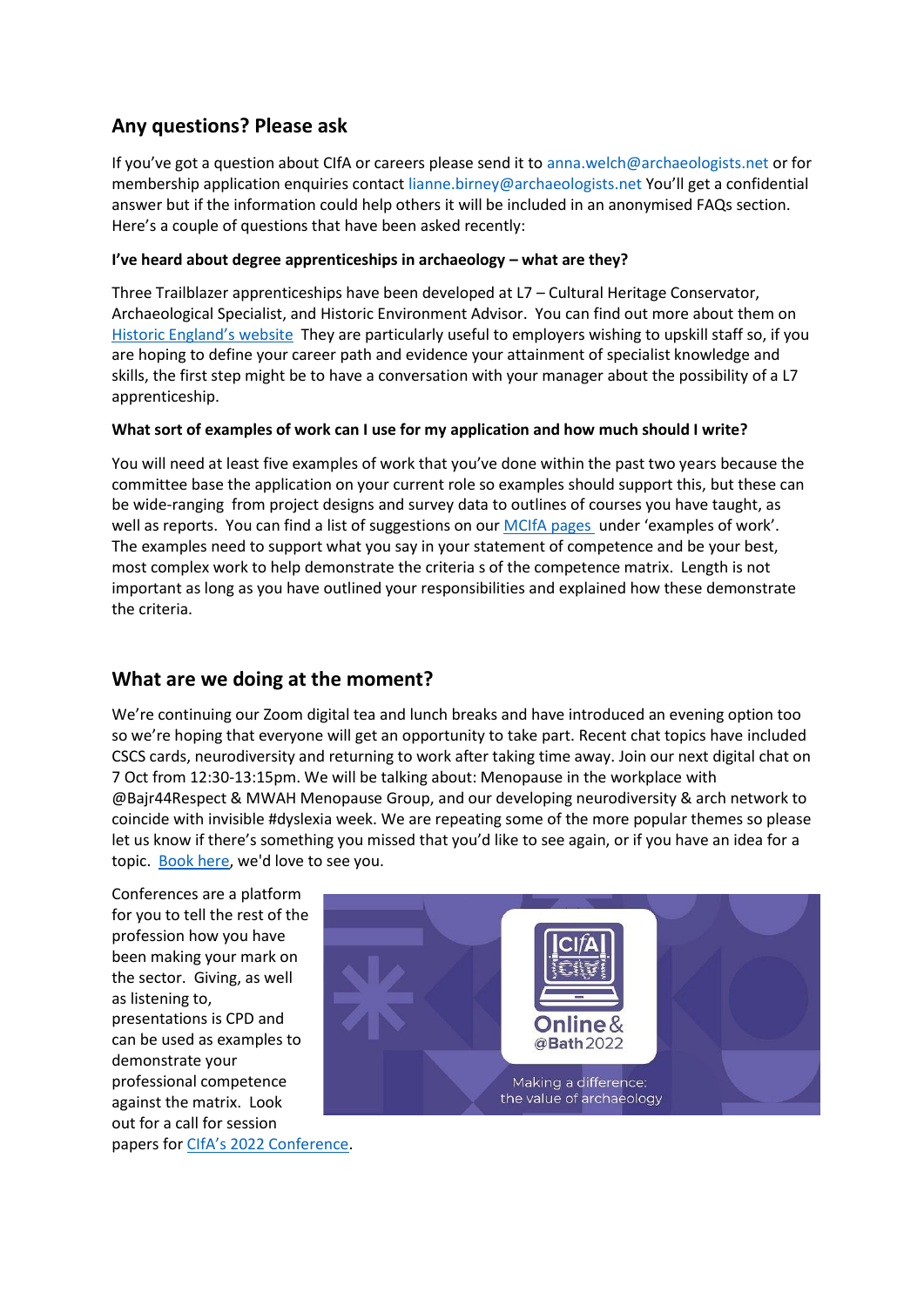## Any questions? Please ask

If you've got a question about CIfA or careers please send it to anna.welch@archaeologists.net or for membership application enquiries contact lianne.birney@archaeologists.net You'll get a confidential answer but if the information could help others it will be included in an anonymised FAQs section. Here's a couple of questions that have been asked recently:

**I've heard about degree apprenticeships in archaeology – what are they?**

Three Trailblazer apprenticeships have been developed at L7 – Cultural Heritage Conservator, Archaeological Specialist, and Historic Environment Advisor. You can find out more about them on Historic England's website They are particularly useful to employers wishing to upskill staff so, if you are hoping to define your career path and evidence your attainment of specialist knowledge and skills, the first step might be to have a conversation with your manager about the possibility of a L7 apprenticeship.

**What sort of examples of work can I use for my application and how much should I write?**

You will need at least five examples of work that you've done within the past two years because the committee base the application on your current role so examples should support this, but these can be wide-ranging from project designs and survey data to outlines of courses you have taught, as well as reports. You can find a list of suggestions on our MCIfA pages under 'examples of work'. The examples need to support what you say in your statement of competence and be your best, most complex work to help demonstrate the criteria s of the competence matrix. Length is not important as long as you have outlined your responsibilities and explained how these demonstrate the criteria.

## What are we doing at the moment?

We're continuing our Zoom digital tea and lunch breaks and have introduced an evening option too so we're hoping that everyone will get an opportunity to take part. Recent chat topics have included CSCS cards, neurodiversity and returning to work after taking time away. Join our next digital chat on 7 Oct from 12:30-13:15pm. We will be talking about: Menopause in the workplace with @Bajr44Respect & MWAH Menopause Group, and our developing neurodiversity & arch network to coincide with invisible #dyslexia week. We are repeating some of the more popular themes so please let us know if there's something you missed that you'd like to see again, or if you have an idea for a topic. Book here, we'd love to see you.

Conferences are a platform for you to tell the rest of the profession how you have been making your mark on the sector. Giving, as well as listening to, presentations is CPD and can be used as examples to demonstrate your professional competence against the matrix. Look out for a call for session papers for CIfA's 2022 Conference.

CIfA Online & @Bath 2022

Making a difference: the value of archaeology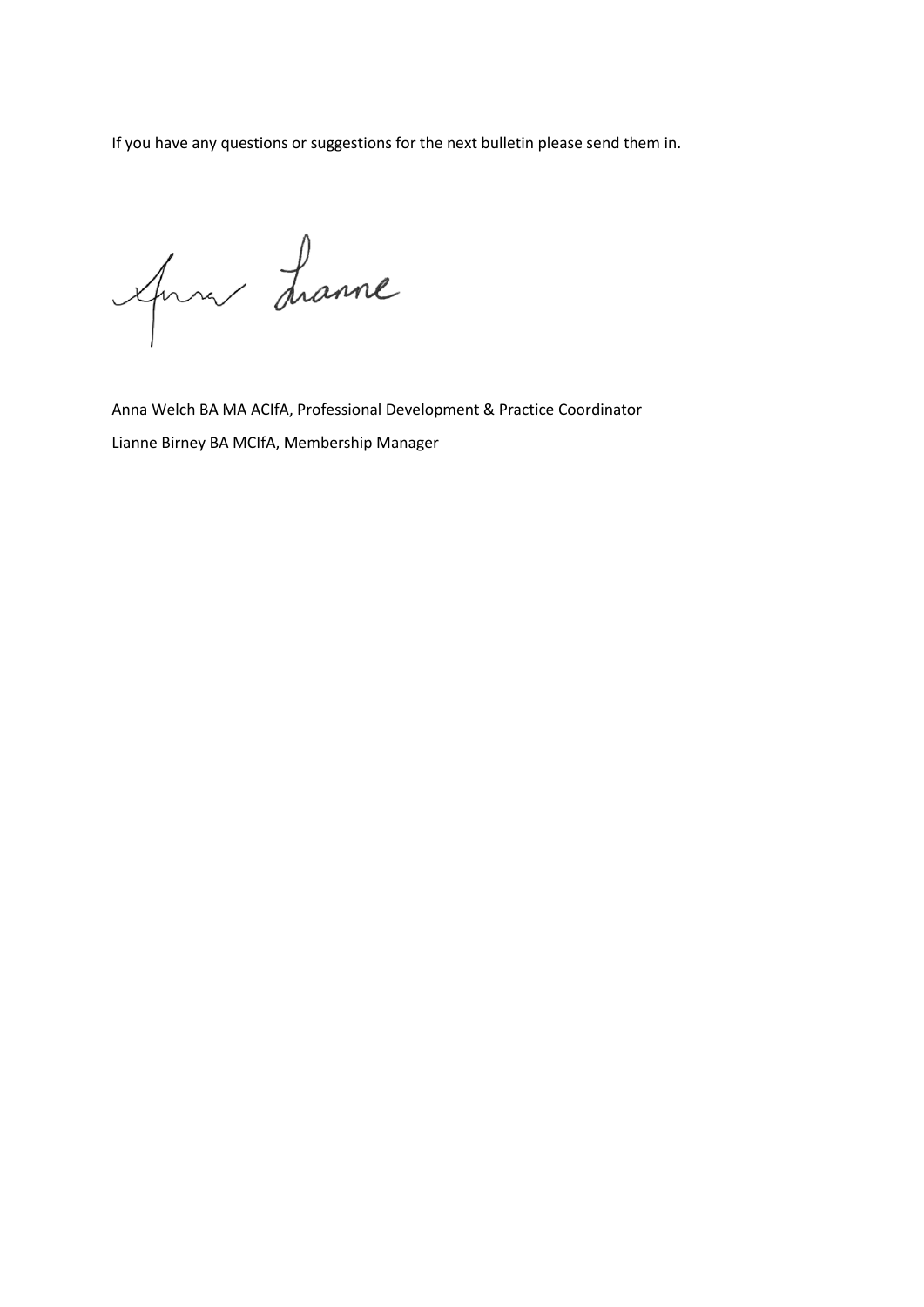If you have any questions or suggestions for the next bulletin please send them in.

Anna Lianne

Anna Welch BA MA ACIfA, Professional Development & Practice Coordinator

Lianne Birney BA MCIfA, Membership Manager